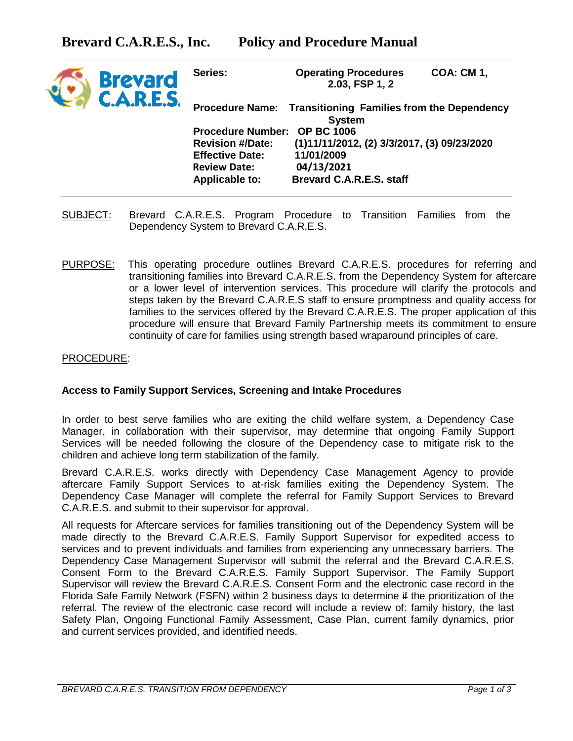# Brevard C.A.R.E.S., Inc. Policy and Procedure Manual

| | | |
|---|---|---|
| **Series:** | **Operating Procedures** | **COA: CM 1, 2.03, FSP 1, 2** |
| **Procedure Name:** | **Transitioning Families from the Dependency System** | |
| **Procedure Number:** | **OP BC 1006** | |
| **Revision #/Date:** | **(1)11/11/2012, (2) 3/3/2017, (3) 09/23/2020** | |
| **Effective Date:** | **11/01/2009** | |
| **Review Date:** | **04/13/2021** | |
| **Applicable to:** | **Brevard C.A.R.E.S. staff** | |

SUBJECT: Brevard C.A.R.E.S. Program Procedure to Transition Families from the Dependency System to Brevard C.A.R.E.S.

PURPOSE: This operating procedure outlines Brevard C.A.R.E.S. procedures for referring and transitioning families into Brevard C.A.R.E.S. from the Dependency System for aftercare or a lower level of intervention services. This procedure will clarify the protocols and steps taken by the Brevard C.A.R.E.S staff to ensure promptness and quality access for families to the services offered by the Brevard C.A.R.E.S. The proper application of this procedure will ensure that Brevard Family Partnership meets its commitment to ensure continuity of care for families using strength based wraparound principles of care.

PROCEDURE:

**Access to Family Support Services, Screening and Intake Procedures**

In order to best serve families who are exiting the child welfare system, a Dependency Case Manager, in collaboration with their supervisor, may determine that ongoing Family Support Services will be needed following the closure of the Dependency case to mitigate risk to the children and achieve long term stabilization of the family.

Brevard C.A.R.E.S. works directly with Dependency Case Management Agency to provide aftercare Family Support Services to at-risk families exiting the Dependency System. The Dependency Case Manager will complete the referral for Family Support Services to Brevard C.A.R.E.S. and submit to their supervisor for approval.

All requests for Aftercare services for families transitioning out of the Dependency System will be made directly to the Brevard C.A.R.E.S. Family Support Supervisor for expedited access to services and to prevent individuals and families from experiencing any unnecessary barriers. The Dependency Case Management Supervisor will submit the referral and the Brevard C.A.R.E.S. Consent Form to the Brevard C.A.R.E.S. Family Support Supervisor. The Family Support Supervisor will review the Brevard C.A.R.E.S. Consent Form and the electronic case record in the Florida Safe Family Network (FSFN) within 2 business days to determine ~~if~~ the prioritization of the referral. The review of the electronic case record will include a review of: family history, the last Safety Plan, Ongoing Functional Family Assessment, Case Plan, current family dynamics, prior and current services provided, and identified needs.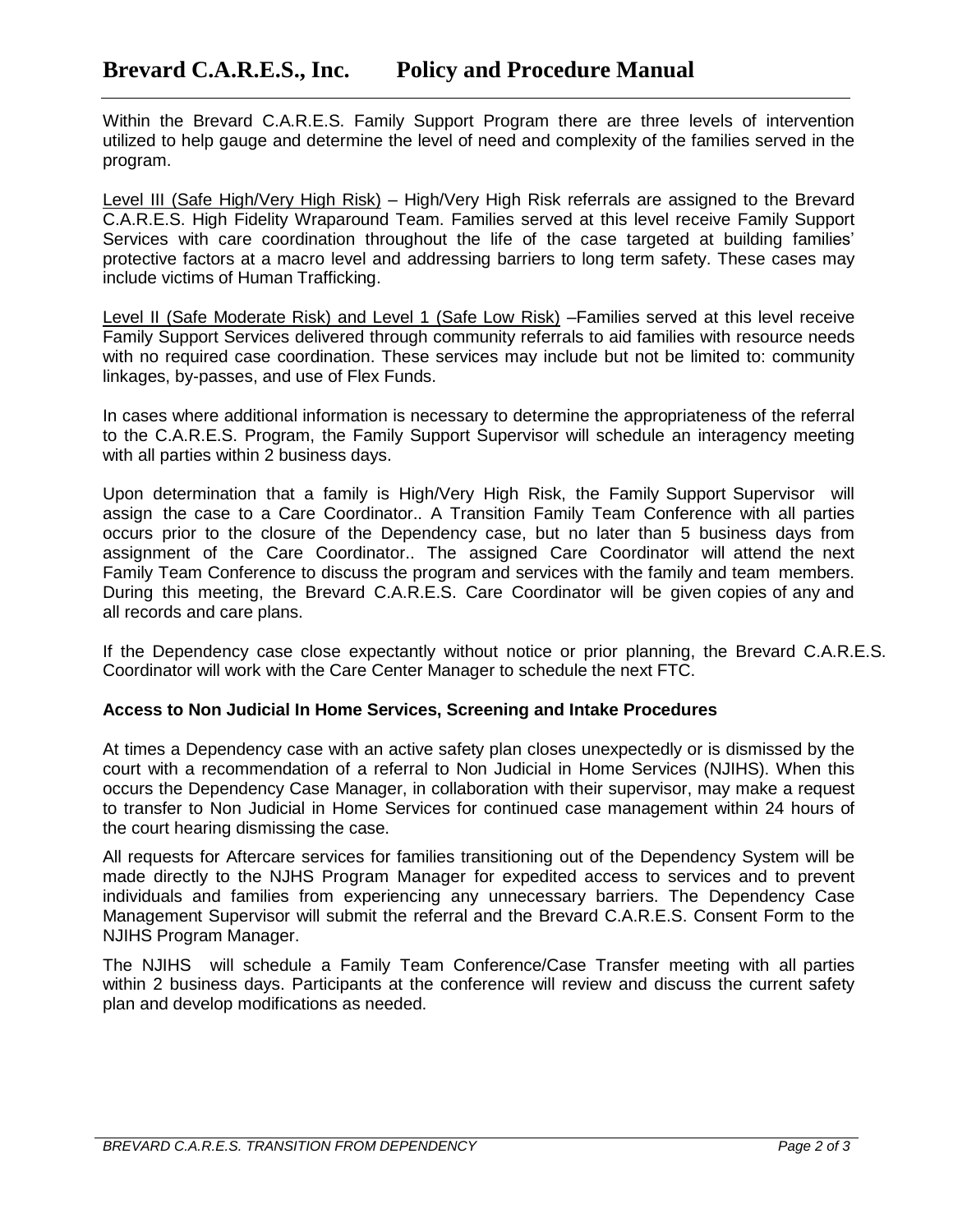Within the Brevard C.A.R.E.S. Family Support Program there are three levels of intervention utilized to help gauge and determine the level of need and complexity of the families served in the program.

Level III (Safe High/Very High Risk) – High/Very High Risk referrals are assigned to the Brevard C.A.R.E.S. High Fidelity Wraparound Team. Families served at this level receive Family Support Services with care coordination throughout the life of the case targeted at building families' protective factors at a macro level and addressing barriers to long term safety. These cases may include victims of Human Trafficking.

Level II (Safe Moderate Risk) and Level 1 (Safe Low Risk) –Families served at this level receive Family Support Services delivered through community referrals to aid families with resource needs with no required case coordination. These services may include but not be limited to: community linkages, by-passes, and use of Flex Funds.

In cases where additional information is necessary to determine the appropriateness of the referral to the C.A.R.E.S. Program, the Family Support Supervisor will schedule an interagency meeting with all parties within 2 business days.

Upon determination that a family is High/Very High Risk, the Family Support Supervisor will assign the case to a Care Coordinator.. A Transition Family Team Conference with all parties occurs prior to the closure of the Dependency case, but no later than 5 business days from assignment of the Care Coordinator.. The assigned Care Coordinator will attend the next Family Team Conference to discuss the program and services with the family and team members. During this meeting, the Brevard C.A.R.E.S. Care Coordinator will be given copies of any and all records and care plans.

If the Dependency case close expectantly without notice or prior planning, the Brevard C.A.R.E.S. Coordinator will work with the Care Center Manager to schedule the next FTC.

**Access to Non Judicial In Home Services, Screening and Intake Procedures**

At times a Dependency case with an active safety plan closes unexpectedly or is dismissed by the court with a recommendation of a referral to Non Judicial in Home Services (NJIHS). When this occurs the Dependency Case Manager, in collaboration with their supervisor, may make a request to transfer to Non Judicial in Home Services for continued case management within 24 hours of the court hearing dismissing the case.

All requests for Aftercare services for families transitioning out of the Dependency System will be made directly to the NJHS Program Manager for expedited access to services and to prevent individuals and families from experiencing any unnecessary barriers. The Dependency Case Management Supervisor will submit the referral and the Brevard C.A.R.E.S. Consent Form to the NJIHS Program Manager.

The NJIHS will schedule a Family Team Conference/Case Transfer meeting with all parties within 2 business days. Participants at the conference will review and discuss the current safety plan and develop modifications as needed.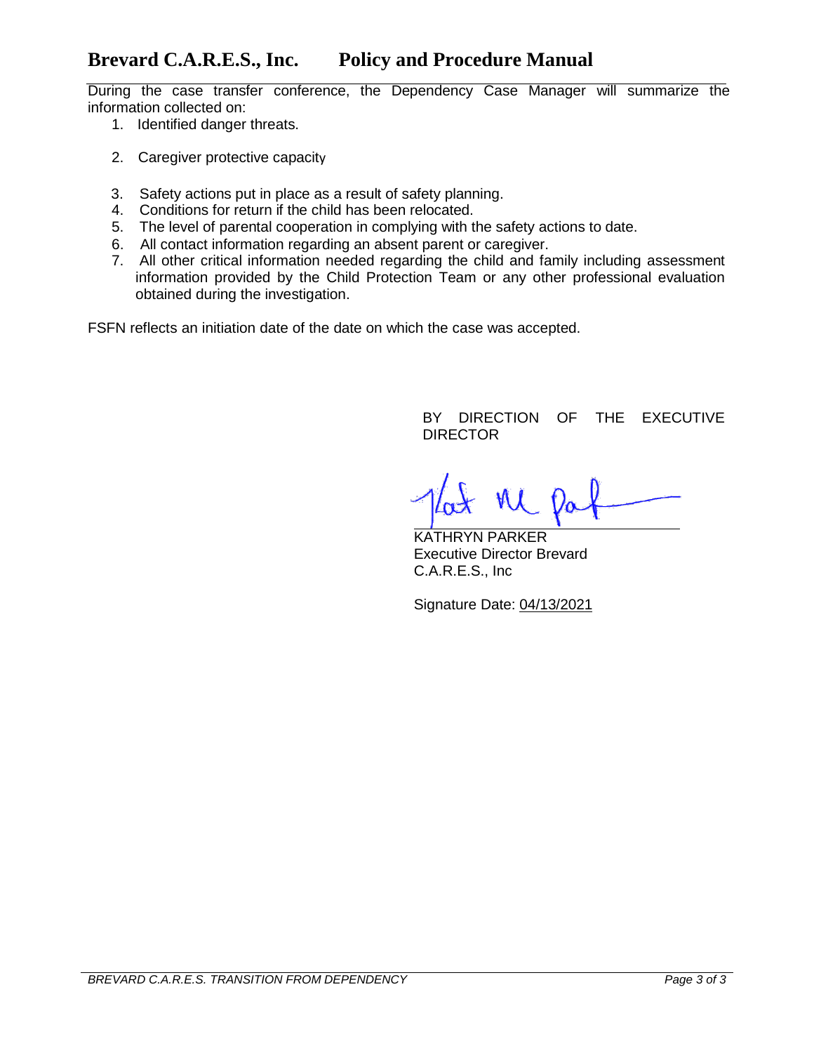During the case transfer conference, the Dependency Case Manager will summarize the information collected on:

1. Identified danger threats.
2. Caregiver protective capacity
3. Safety actions put in place as a result of safety planning.
4. Conditions for return if the child has been relocated.
5. The level of parental cooperation in complying with the safety actions to date.
6. All contact information regarding an absent parent or caregiver.
7. All other critical information needed regarding the child and family including assessment information provided by the Child Protection Team or any other professional evaluation obtained during the investigation.

FSFN reflects an initiation date of the date on which the case was accepted.

BY DIRECTION OF THE EXECUTIVE DIRECTOR

KATHRYN PARKER
Executive Director Brevard C.A.R.E.S., Inc

Signature Date: 04/13/2021